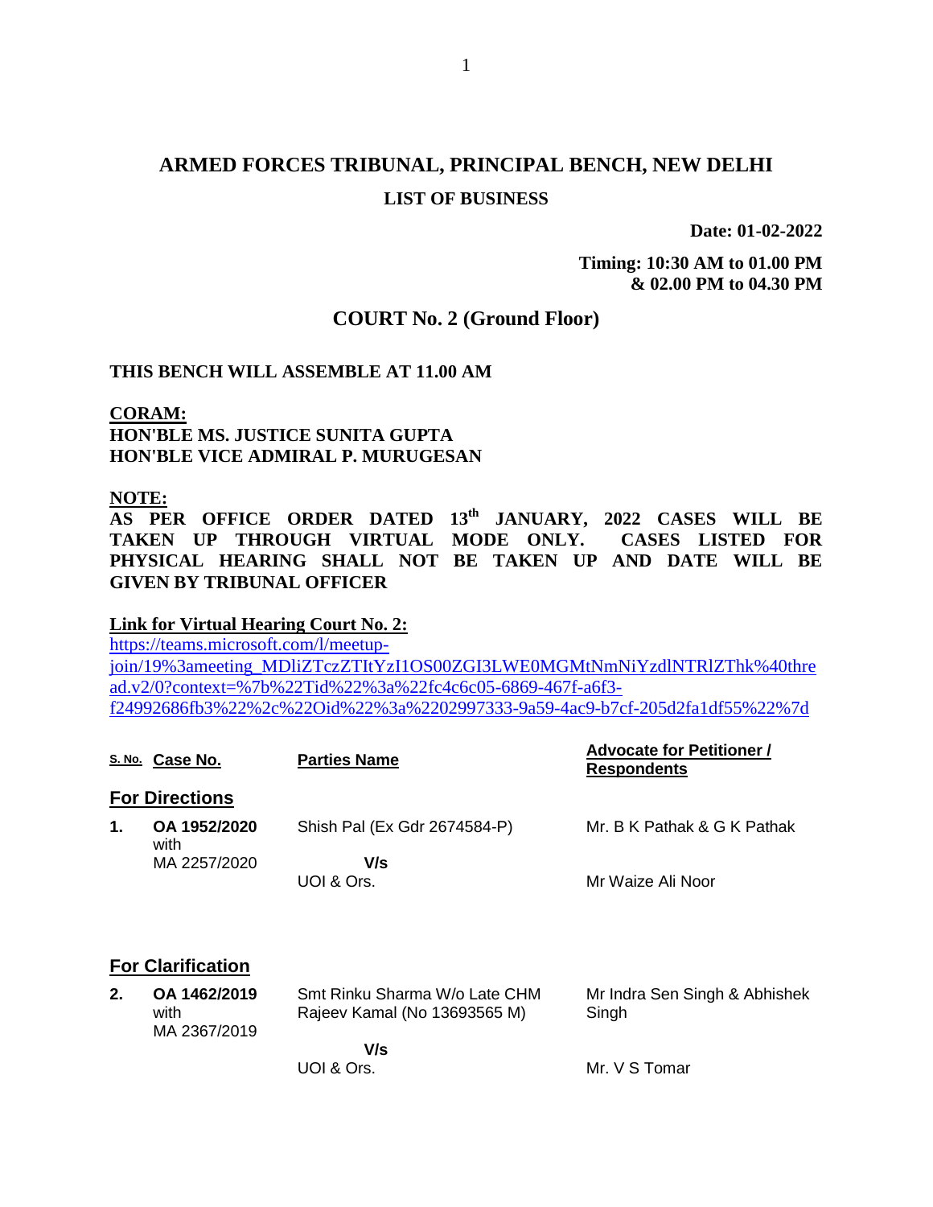# ARMED FORCES TRIBUNAL, PRINCIPAL BENCH, NEW DELHI

## LIST OF BUSINESS

**Date: 01-02-2022**

**Timing: 10:30 AM to 01.00 PM & 02.00 PM to 04.30 PM**

## COURT No. 2 (Ground Floor)

**THIS BENCH WILL ASSEMBLE AT 11.00 AM**

**CORAM:**
**HON'BLE MS. JUSTICE SUNITA GUPTA**
**HON'BLE VICE ADMIRAL P. MURUGESAN**

**NOTE:**
**AS PER OFFICE ORDER DATED 13th JANUARY, 2022 CASES WILL BE TAKEN UP THROUGH VIRTUAL MODE ONLY. CASES LISTED FOR PHYSICAL HEARING SHALL NOT BE TAKEN UP AND DATE WILL BE GIVEN BY TRIBUNAL OFFICER**

**Link for Virtual Hearing Court No. 2:**
https://teams.microsoft.com/l/meetup-join/19%3ameeting_MDliZTczZTItYzI1OS00ZGI3LWE0MGMtNmNiYzdlNTRlZThk%40thread.v2/0?context=%7b%22Tid%22%3a%22fc4c6c05-6869-467f-a6f3-f24992686fb3%22%2c%22Oid%22%3a%2202997333-9a59-4ac9-b7cf-205d2fa1df55%22%7d

| S. No. | Case No. | Parties Name | Advocate for Petitioner / Respondents |
|---|---|---|---|
| **For Directions** | | | |
| **1.** | **OA 1952/2020** with MA 2257/2020 | Shish Pal (Ex Gdr 2674584-P) | Mr. B K Pathak & G K Pathak |
| | | **V/s** | |
| | | UOI & Ors. | Mr Waize Ali Noor |
| **For Clarification** | | | |
| **2.** | **OA 1462/2019** with MA 2367/2019 | Smt Rinku Sharma W/o Late CHM Rajeev Kamal (No 13693565 M) | Mr Indra Sen Singh & Abhishek Singh |
| | | **V/s** | |
| | | UOI & Ors. | Mr. V S Tomar |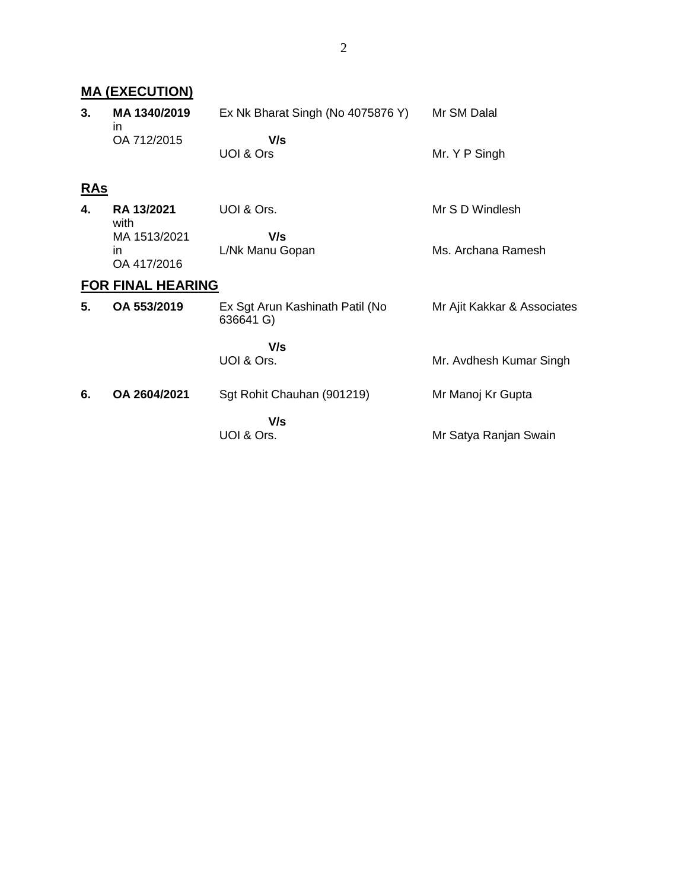## MA (EXECUTION)

| | | | |
|---|---|---|---|
| **3.** | **MA 1340/2019** in OA 712/2015 | Ex Nk Bharat Singh (No 4075876 Y) **V/s** UOI & Ors | Mr SM Dalal<br>Mr. Y P Singh |

## RAs

| | | | |
|---|---|---|---|
| **4.** | **RA 13/2021** with MA 1513/2021 in OA 417/2016 | UOI & Ors. **V/s** L/Nk Manu Gopan | Mr S D Windlesh<br>Ms. Archana Ramesh |

## FOR FINAL HEARING

| | | | |
|---|---|---|---|
| **5.** | **OA 553/2019** | Ex Sgt Arun Kashinath Patil (No 636641 G) **V/s** UOI & Ors. | Mr Ajit Kakkar & Associates<br>Mr. Avdhesh Kumar Singh |
| **6.** | **OA 2604/2021** | Sgt Rohit Chauhan (901219) **V/s** UOI & Ors. | Mr Manoj Kr Gupta<br>Mr Satya Ranjan Swain |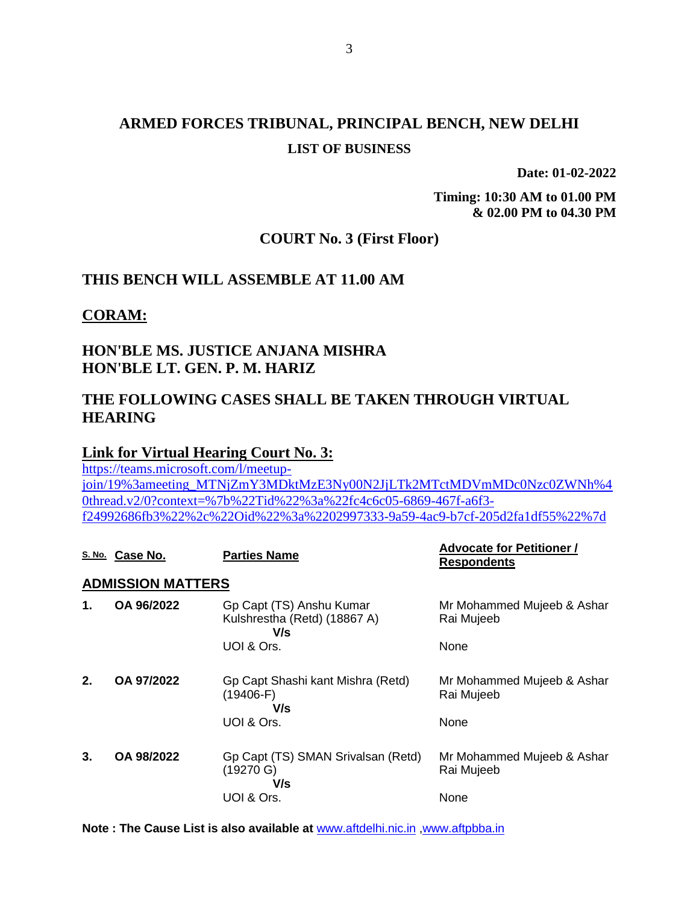# ARMED FORCES TRIBUNAL, PRINCIPAL BENCH, NEW DELHI

## LIST OF BUSINESS

**Date: 01-02-2022**

**Timing: 10:30 AM to 01.00 PM & 02.00 PM to 04.30 PM**

## COURT No. 3 (First Floor)

### THIS BENCH WILL ASSEMBLE AT 11.00 AM

### CORAM:

### HON'BLE MS. JUSTICE ANJANA MISHRA
### HON'BLE LT. GEN. P. M. HARIZ

### THE FOLLOWING CASES SHALL BE TAKEN THROUGH VIRTUAL HEARING

### Link for Virtual Hearing Court No. 3:

https://teams.microsoft.com/l/meetup-join/19%3ameeting_MTNjZmY3MDktMzE3Ny00N2JjLTk2MTctMDVmMDc0Nzc0ZWNh%40thread.v2/0?context=%7b%22Tid%22%3a%22fc4c6c05-6869-467f-a6f3-f24992686fb3%22%2c%22Oid%22%3a%2202997333-9a59-4ac9-b7cf-205d2fa1df55%22%7d

| S. No. | Case No. | Parties Name | Advocate for Petitioner / Respondents |
|---|---|---|---|
| **ADMISSION MATTERS** | | | |
| **1.** | **OA 96/2022** | Gp Capt (TS) Anshu Kumar Kulshrestha (Retd) (18867 A) **V/s** UOI & Ors. | Mr Mohammed Mujeeb & Ashar Rai Mujeeb<br>None |
| **2.** | **OA 97/2022** | Gp Capt Shashi kant Mishra (Retd) (19406-F) **V/s** UOI & Ors. | Mr Mohammed Mujeeb & Ashar Rai Mujeeb<br>None |
| **3.** | **OA 98/2022** | Gp Capt (TS) SMAN Srivalsan (Retd) (19270 G) **V/s** UOI & Ors. | Mr Mohammed Mujeeb & Ashar Rai Mujeeb<br>None |

**Note : The Cause List is also available at** www.aftdelhi.nic.in ,www.aftpbba.in